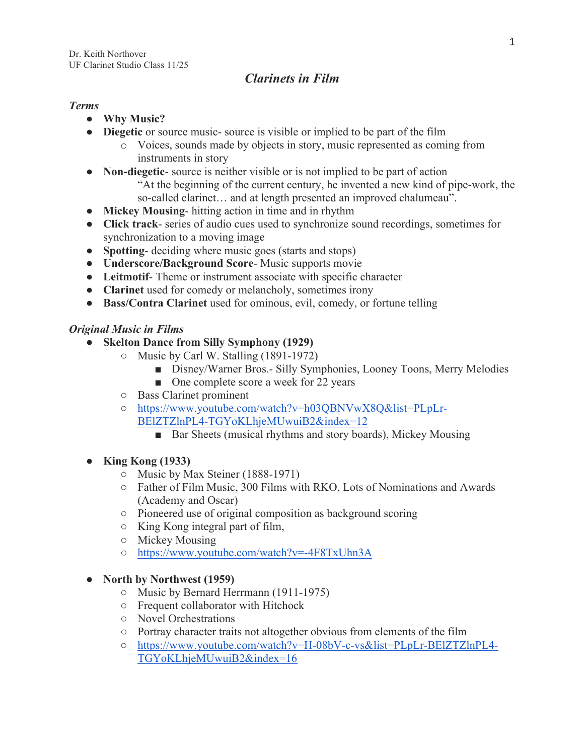Dr. Keith Northover
UF Clarinet Studio Class 11/25

# *Clarinets in Film*

## *Terms*

- **Why Music?**
- **Diegetic** or source music- source is visible or implied to be part of the film
  - Voices, sounds made by objects in story, music represented as coming from instruments in story
- **Non-diegetic**- source is neither visible or is not implied to be part of action

  "At the beginning of the current century, he invented a new kind of pipe-work, the so-called clarinet… and at length presented an improved chalumeau".
- **Mickey Mousing**- hitting action in time and in rhythm
- **Click track**- series of audio cues used to synchronize sound recordings, sometimes for synchronization to a moving image
- **Spotting**- deciding where music goes (starts and stops)
- **Underscore/Background Score**- Music supports movie
- **Leitmotif**- Theme or instrument associate with specific character
- **Clarinet** used for comedy or melancholy, sometimes irony
- **Bass/Contra Clarinet** used for ominous, evil, comedy, or fortune telling

## *Original Music in Films*

- **Skelton Dance from Silly Symphony (1929)**
  - Music by Carl W. Stalling (1891-1972)
    - Disney/Warner Bros.- Silly Symphonies, Looney Toons, Merry Melodies
    - One complete score a week for 22 years
  - Bass Clarinet prominent
  - https://www.youtube.com/watch?v=h03QBNVwX8Q&list=PLpLr-BElZTZlnPL4-TGYoKLhjeMUwuiB2&index=12
    - Bar Sheets (musical rhythms and story boards), Mickey Mousing

- **King Kong (1933)**
  - Music by Max Steiner (1888-1971)
  - Father of Film Music, 300 Films with RKO, Lots of Nominations and Awards (Academy and Oscar)
  - Pioneered use of original composition as background scoring
  - King Kong integral part of film,
  - Mickey Mousing
  - https://www.youtube.com/watch?v=-4F8TxUhn3A

- **North by Northwest (1959)**
  - Music by Bernard Herrmann (1911-1975)
  - Frequent collaborator with Hitchock
  - Novel Orchestrations
  - Portray character traits not altogether obvious from elements of the film
  - https://www.youtube.com/watch?v=H-08bV-c-vs&list=PLpLr-BElZTZlnPL4-TGYoKLhjeMUwuiB2&index=16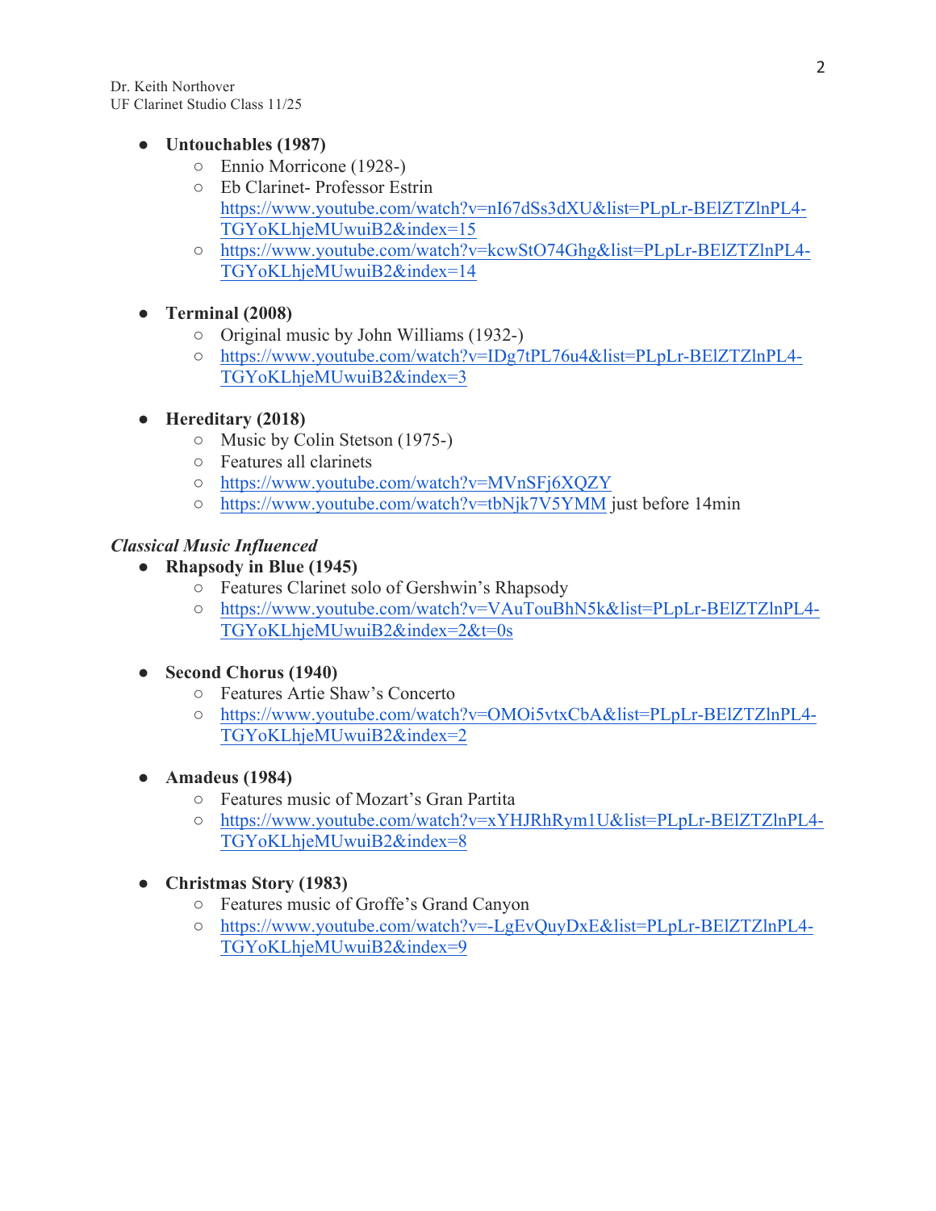Dr. Keith Northover
UF Clarinet Studio Class 11/25

- **Untouchables (1987)**
  - Ennio Morricone (1928-)
  - Eb Clarinet- Professor Estrin
    https://www.youtube.com/watch?v=nI67dSs3dXU&list=PLpLr-BElZTZlnPL4-TGYoKLhjeMUwuiB2&index=15
  - https://www.youtube.com/watch?v=kcwStO74Ghg&list=PLpLr-BElZTZlnPL4-TGYoKLhjeMUwuiB2&index=14

- **Terminal (2008)**
  - Original music by John Williams (1932-)
  - https://www.youtube.com/watch?v=IDg7tPL76u4&list=PLpLr-BElZTZlnPL4-TGYoKLhjeMUwuiB2&index=3

- **Hereditary (2018)**
  - Music by Colin Stetson (1975-)
  - Features all clarinets
  - https://www.youtube.com/watch?v=MVnSFj6XQZY
  - https://www.youtube.com/watch?v=tbNjk7V5YMM just before 14min

***Classical Music Influenced***

- **Rhapsody in Blue (1945)**
  - Features Clarinet solo of Gershwin's Rhapsody
  - https://www.youtube.com/watch?v=VAuTouBhN5k&list=PLpLr-BElZTZlnPL4-TGYoKLhjeMUwuiB2&index=2&t=0s

- **Second Chorus (1940)**
  - Features Artie Shaw's Concerto
  - https://www.youtube.com/watch?v=OMOi5vtxCbA&list=PLpLr-BElZTZlnPL4-TGYoKLhjeMUwuiB2&index=2

- **Amadeus (1984)**
  - Features music of Mozart's Gran Partita
  - https://www.youtube.com/watch?v=xYHJRhRym1U&list=PLpLr-BElZTZlnPL4-TGYoKLhjeMUwuiB2&index=8

- **Christmas Story (1983)**
  - Features music of Groffe's Grand Canyon
  - https://www.youtube.com/watch?v=-LgEvQuyDxE&list=PLpLr-BElZTZlnPL4-TGYoKLhjeMUwuiB2&index=9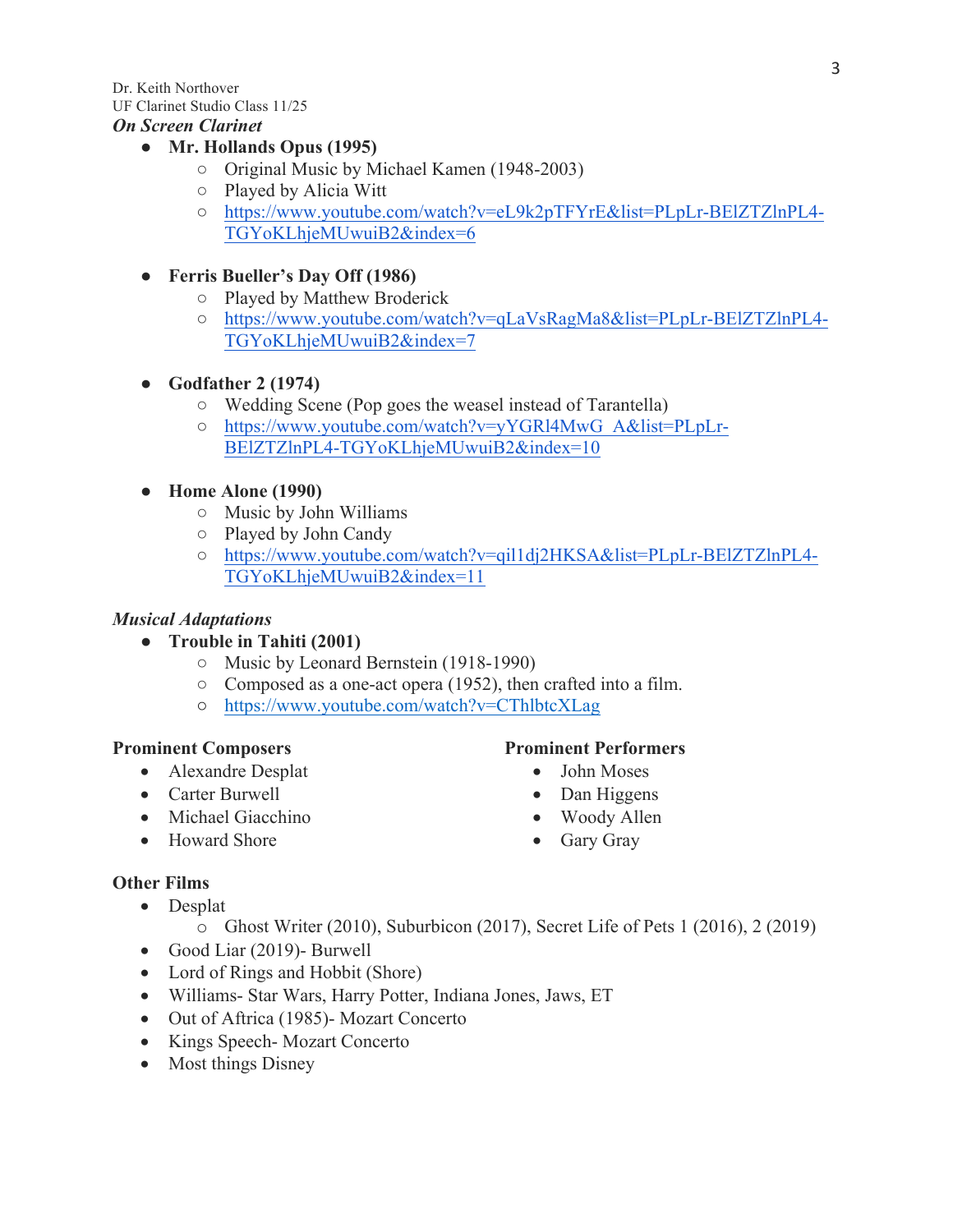Dr. Keith Northover
UF Clarinet Studio Class 11/25

***On Screen Clarinet***

- **Mr. Hollands Opus (1995)**
  - Original Music by Michael Kamen (1948-2003)
  - Played by Alicia Witt
  - https://www.youtube.com/watch?v=eL9k2pTFYrE&list=PLpLr-BElZTZlnPL4-TGYoKLhjeMUwuiB2&index=6

- **Ferris Bueller's Day Off (1986)**
  - Played by Matthew Broderick
  - https://www.youtube.com/watch?v=qLaVsRagMa8&list=PLpLr-BElZTZlnPL4-TGYoKLhjeMUwuiB2&index=7

- **Godfather 2 (1974)**
  - Wedding Scene (Pop goes the weasel instead of Tarantella)
  - https://www.youtube.com/watch?v=yYGRl4MwG_A&list=PLpLr-BElZTZlnPL4-TGYoKLhjeMUwuiB2&index=10

- **Home Alone (1990)**
  - Music by John Williams
  - Played by John Candy
  - https://www.youtube.com/watch?v=qil1dj2HKSA&list=PLpLr-BElZTZlnPL4-TGYoKLhjeMUwuiB2&index=11

***Musical Adaptations***

- **Trouble in Tahiti (2001)**
  - Music by Leonard Bernstein (1918-1990)
  - Composed as a one-act opera (1952), then crafted into a film.
  - https://www.youtube.com/watch?v=CThlbtcXLag

**Prominent Composers**

- Alexandre Desplat
- Carter Burwell
- Michael Giacchino
- Howard Shore

**Prominent Performers**

- John Moses
- Dan Higgens
- Woody Allen
- Gary Gray

**Other Films**

- Desplat
  - Ghost Writer (2010), Suburbicon (2017), Secret Life of Pets 1 (2016), 2 (2019)
- Good Liar (2019)- Burwell
- Lord of Rings and Hobbit (Shore)
- Williams- Star Wars, Harry Potter, Indiana Jones, Jaws, ET
- Out of Aftrica (1985)- Mozart Concerto
- Kings Speech- Mozart Concerto
- Most things Disney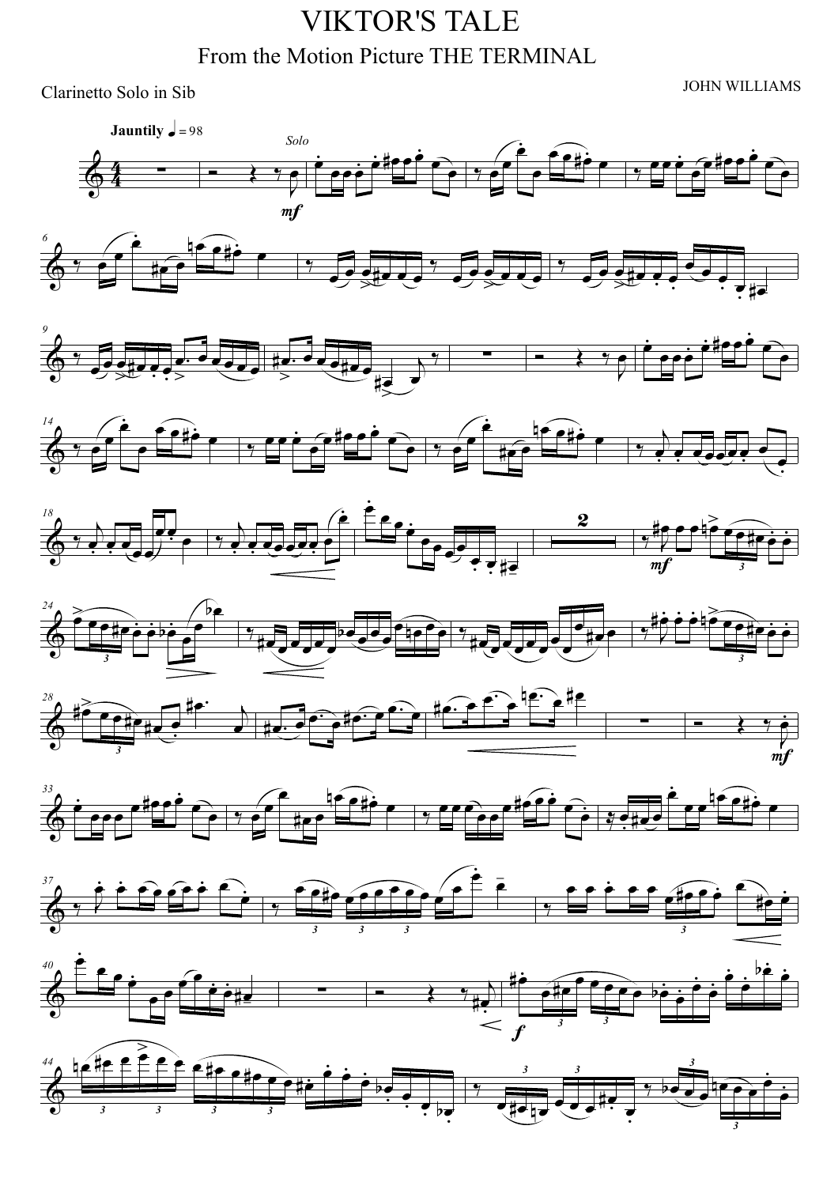# VIKTOR'S TALE

## From the Motion Picture THE TERMINAL

Clarinetto Solo in Sib

JOHN WILLIAMS

**Jauntily** ♩ = 98

*Solo*

*mf*